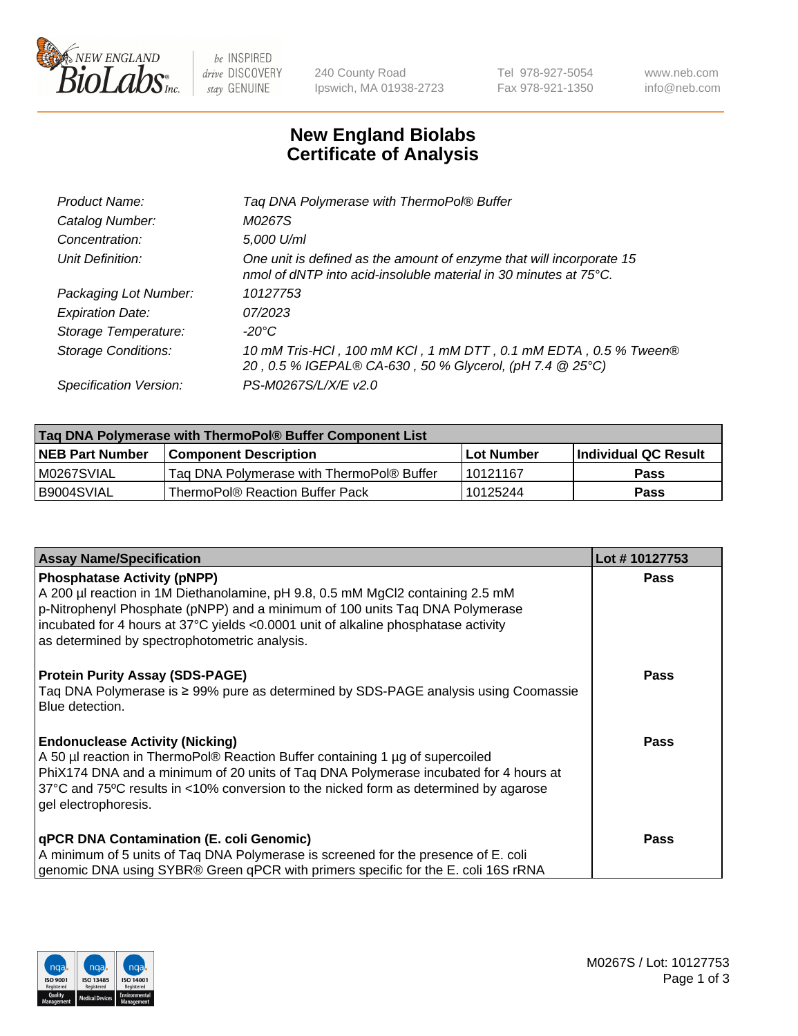NEW ENGLAND BioLabs Inc. — be INSPIRED drive DISCOVERY stay GENUINE

240 County Road
Ipswich, MA 01938-2723

Tel 978-927-5054
Fax 978-921-1350

www.neb.com
info@neb.com

# New England Biolabs
# Certificate of Analysis

| | |
|---|---|
| *Product Name:* | *Taq DNA Polymerase with ThermoPol® Buffer* |
| *Catalog Number:* | *M0267S* |
| *Concentration:* | *5,000 U/ml* |
| *Unit Definition:* | *One unit is defined as the amount of enzyme that will incorporate 15 nmol of dNTP into acid-insoluble material in 30 minutes at 75°C.* |
| *Packaging Lot Number:* | *10127753* |
| *Expiration Date:* | *07/2023* |
| *Storage Temperature:* | *-20°C* |
| *Storage Conditions:* | *10 mM Tris-HCl , 100 mM KCl , 1 mM DTT , 0.1 mM EDTA , 0.5 % Tween® 20 , 0.5 % IGEPAL® CA-630 , 50 % Glycerol, (pH 7.4 @ 25°C)* |
| *Specification Version:* | *PS-M0267S/L/X/E v2.0* |

| Taq DNA Polymerase with ThermoPol® Buffer Component List | | | |
|---|---|---|---|
| **NEB Part Number** | **Component Description** | **Lot Number** | **Individual QC Result** |
| M0267SVIAL | Taq DNA Polymerase with ThermoPol® Buffer | 10121167 | **Pass** |
| B9004SVIAL | ThermoPol® Reaction Buffer Pack | 10125244 | **Pass** |

| Assay Name/Specification | Lot # 10127753 |
|---|---|
| **Phosphatase Activity (pNPP)**<br>A 200 µl reaction in 1M Diethanolamine, pH 9.8, 0.5 mM $MgCl_2$ containing 2.5 mM p-Nitrophenyl Phosphate (pNPP) and a minimum of 100 units Taq DNA Polymerase incubated for 4 hours at 37°C yields <0.0001 unit of alkaline phosphatase activity as determined by spectrophotometric analysis. | **Pass** |
| **Protein Purity Assay (SDS-PAGE)**<br>Taq DNA Polymerase is ≥ 99% pure as determined by SDS-PAGE analysis using Coomassie Blue detection. | **Pass** |
| **Endonuclease Activity (Nicking)**<br>A 50 µl reaction in ThermoPol® Reaction Buffer containing 1 µg of supercoiled PhiX174 DNA and a minimum of 20 units of Taq DNA Polymerase incubated for 4 hours at 37°C and 75ºC results in <10% conversion to the nicked form as determined by agarose gel electrophoresis. | **Pass** |
| **qPCR DNA Contamination (E. coli Genomic)**<br>A minimum of 5 units of Taq DNA Polymerase is screened for the presence of E. coli genomic DNA using SYBR® Green qPCR with primers specific for the E. coli 16S rRNA | **Pass** |

M0267S / Lot: 10127753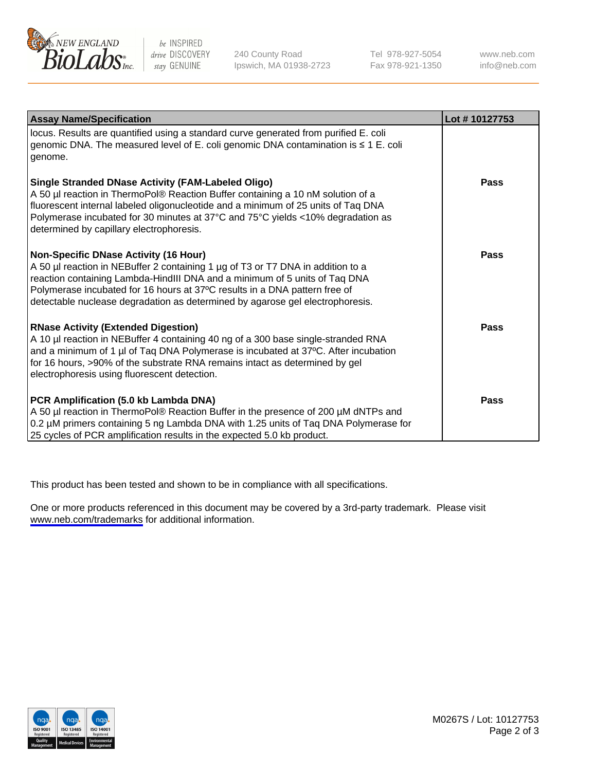| Assay Name/Specification | Lot # 10127753 |
|---|---|
| locus. Results are quantified using a standard curve generated from purified E. coli genomic DNA. The measured level of E. coli genomic DNA contamination is ≤ 1 E. coli genome. | |
| **Single Stranded DNase Activity (FAM-Labeled Oligo)**<br>A 50 µl reaction in ThermoPol® Reaction Buffer containing a 10 nM solution of a fluorescent internal labeled oligonucleotide and a minimum of 25 units of Taq DNA Polymerase incubated for 30 minutes at 37°C and 75°C yields <10% degradation as determined by capillary electrophoresis. | **Pass** |
| **Non-Specific DNase Activity (16 Hour)**<br>A 50 µl reaction in NEBuffer 2 containing 1 µg of T3 or T7 DNA in addition to a reaction containing Lambda-HindIII DNA and a minimum of 5 units of Taq DNA Polymerase incubated for 16 hours at 37ºC results in a DNA pattern free of detectable nuclease degradation as determined by agarose gel electrophoresis. | **Pass** |
| **RNase Activity (Extended Digestion)**<br>A 10 µl reaction in NEBuffer 4 containing 40 ng of a 300 base single-stranded RNA and a minimum of 1 µl of Taq DNA Polymerase is incubated at 37ºC. After incubation for 16 hours, >90% of the substrate RNA remains intact as determined by gel electrophoresis using fluorescent detection. | **Pass** |
| **PCR Amplification (5.0 kb Lambda DNA)**<br>A 50 µl reaction in ThermoPol® Reaction Buffer in the presence of 200 µM dNTPs and 0.2 µM primers containing 5 ng Lambda DNA with 1.25 units of Taq DNA Polymerase for 25 cycles of PCR amplification results in the expected 5.0 kb product. | **Pass** |

This product has been tested and shown to be in compliance with all specifications.

One or more products referenced in this document may be covered by a 3rd-party trademark. Please visit www.neb.com/trademarks for additional information.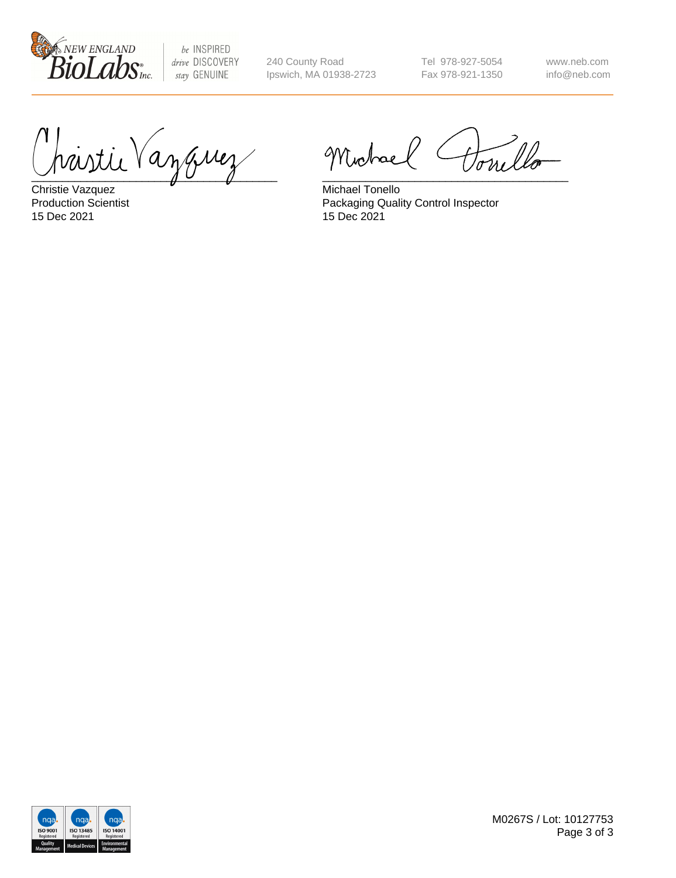Christie Vazquez
Production Scientist
15 Dec 2021

Michael Tonello
Packaging Quality Control Inspector
15 Dec 2021

M0267S / Lot: 10127753